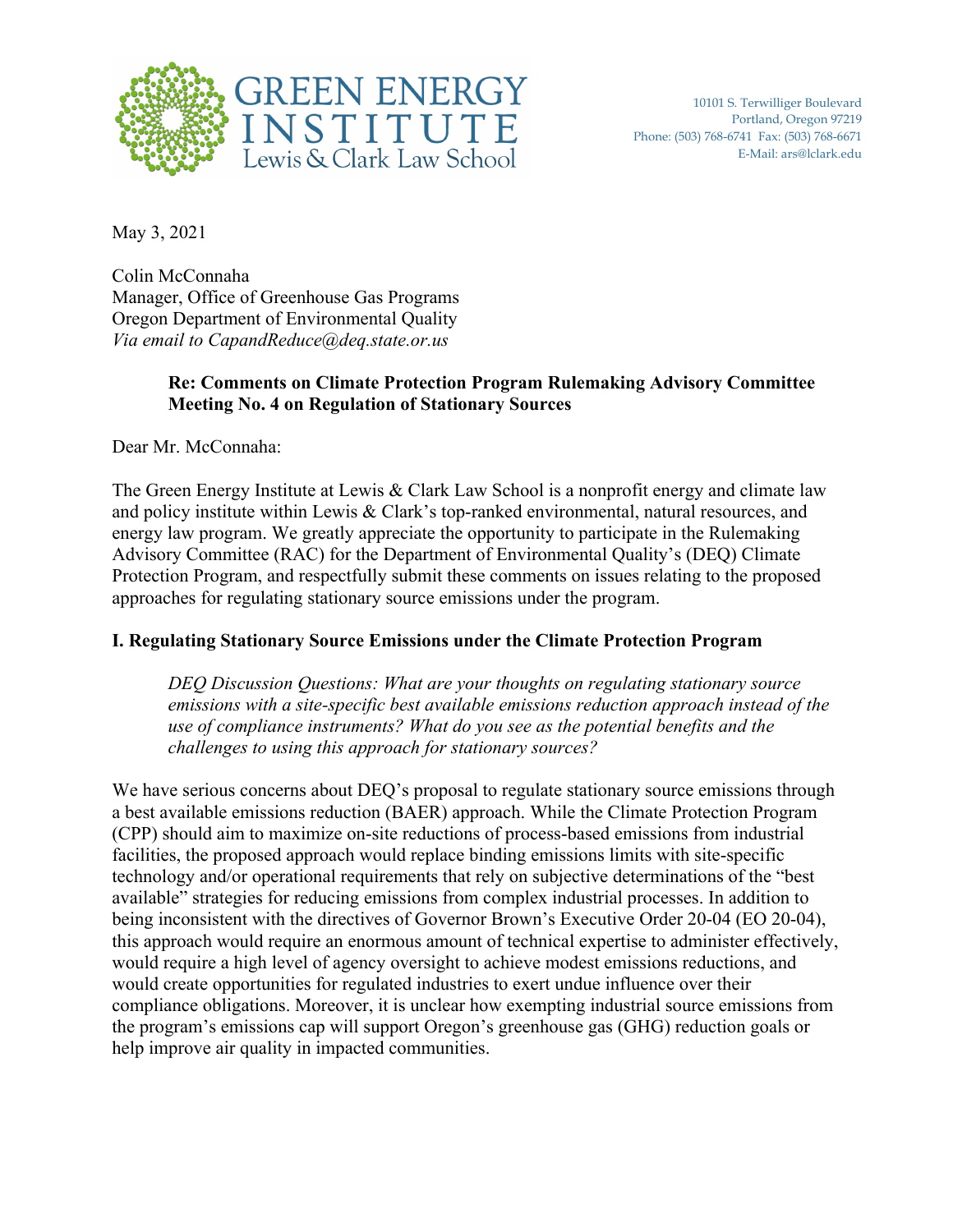# GREEN ENERGY INSTITUTE
Lewis & Clark Law School

10101 S. Terwilliger Boulevard
Portland, Oregon 97219
Phone: (503) 768-6741 Fax: (503) 768-6671
E-Mail: ars@lclark.edu

May 3, 2021

Colin McConnaha
Manager, Office of Greenhouse Gas Programs
Oregon Department of Environmental Quality
*Via email to CapandReduce@deq.state.or.us*

**Re: Comments on Climate Protection Program Rulemaking Advisory Committee Meeting No. 4 on Regulation of Stationary Sources**

Dear Mr. McConnaha:

The Green Energy Institute at Lewis & Clark Law School is a nonprofit energy and climate law and policy institute within Lewis & Clark's top-ranked environmental, natural resources, and energy law program. We greatly appreciate the opportunity to participate in the Rulemaking Advisory Committee (RAC) for the Department of Environmental Quality's (DEQ) Climate Protection Program, and respectfully submit these comments on issues relating to the proposed approaches for regulating stationary source emissions under the program.

## I. Regulating Stationary Source Emissions under the Climate Protection Program

*DEQ Discussion Questions: What are your thoughts on regulating stationary source emissions with a site-specific best available emissions reduction approach instead of the use of compliance instruments? What do you see as the potential benefits and the challenges to using this approach for stationary sources?*

We have serious concerns about DEQ's proposal to regulate stationary source emissions through a best available emissions reduction (BAER) approach. While the Climate Protection Program (CPP) should aim to maximize on-site reductions of process-based emissions from industrial facilities, the proposed approach would replace binding emissions limits with site-specific technology and/or operational requirements that rely on subjective determinations of the "best available" strategies for reducing emissions from complex industrial processes. In addition to being inconsistent with the directives of Governor Brown's Executive Order 20-04 (EO 20-04), this approach would require an enormous amount of technical expertise to administer effectively, would require a high level of agency oversight to achieve modest emissions reductions, and would create opportunities for regulated industries to exert undue influence over their compliance obligations. Moreover, it is unclear how exempting industrial source emissions from the program's emissions cap will support Oregon's greenhouse gas (GHG) reduction goals or help improve air quality in impacted communities.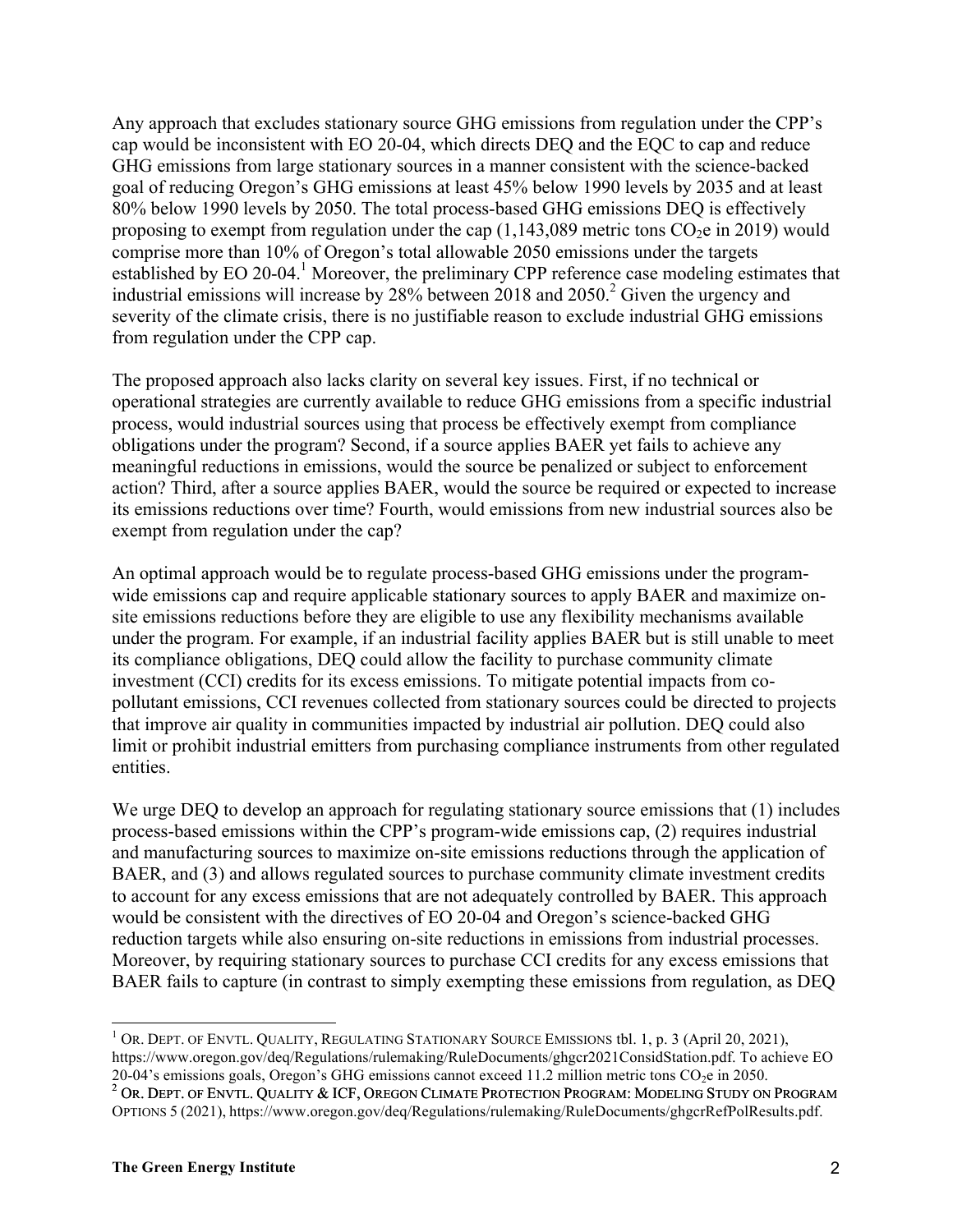Any approach that excludes stationary source GHG emissions from regulation under the CPP's cap would be inconsistent with EO 20-04, which directs DEQ and the EQC to cap and reduce GHG emissions from large stationary sources in a manner consistent with the science-backed goal of reducing Oregon's GHG emissions at least 45% below 1990 levels by 2035 and at least 80% below 1990 levels by 2050. The total process-based GHG emissions DEQ is effectively proposing to exempt from regulation under the cap (1,143,089 metric tons $CO_2e$ in 2019) would comprise more than 10% of Oregon's total allowable 2050 emissions under the targets established by EO 20-04.[1] Moreover, the preliminary CPP reference case modeling estimates that industrial emissions will increase by 28% between 2018 and 2050.[2] Given the urgency and severity of the climate crisis, there is no justifiable reason to exclude industrial GHG emissions from regulation under the CPP cap.

The proposed approach also lacks clarity on several key issues. First, if no technical or operational strategies are currently available to reduce GHG emissions from a specific industrial process, would industrial sources using that process be effectively exempt from compliance obligations under the program? Second, if a source applies BAER yet fails to achieve any meaningful reductions in emissions, would the source be penalized or subject to enforcement action? Third, after a source applies BAER, would the source be required or expected to increase its emissions reductions over time? Fourth, would emissions from new industrial sources also be exempt from regulation under the cap?

An optimal approach would be to regulate process-based GHG emissions under the program-wide emissions cap and require applicable stationary sources to apply BAER and maximize on-site emissions reductions before they are eligible to use any flexibility mechanisms available under the program. For example, if an industrial facility applies BAER but is still unable to meet its compliance obligations, DEQ could allow the facility to purchase community climate investment (CCI) credits for its excess emissions. To mitigate potential impacts from co-pollutant emissions, CCI revenues collected from stationary sources could be directed to projects that improve air quality in communities impacted by industrial air pollution. DEQ could also limit or prohibit industrial emitters from purchasing compliance instruments from other regulated entities.

We urge DEQ to develop an approach for regulating stationary source emissions that (1) includes process-based emissions within the CPP's program-wide emissions cap, (2) requires industrial and manufacturing sources to maximize on-site emissions reductions through the application of BAER, and (3) and allows regulated sources to purchase community climate investment credits to account for any excess emissions that are not adequately controlled by BAER. This approach would be consistent with the directives of EO 20-04 and Oregon's science-backed GHG reduction targets while also ensuring on-site reductions in emissions from industrial processes. Moreover, by requiring stationary sources to purchase CCI credits for any excess emissions that BAER fails to capture (in contrast to simply exempting these emissions from regulation, as DEQ

---

[1] OR. DEPT. OF ENVTL. QUALITY, REGULATING STATIONARY SOURCE EMISSIONS tbl. 1, p. 3 (April 20, 2021), https://www.oregon.gov/deq/Regulations/rulemaking/RuleDocuments/ghgcr2021ConsidStation.pdf. To achieve EO 20-04's emissions goals, Oregon's GHG emissions cannot exceed 11.2 million metric tons $CO_2e$ in 2050.

[2] OR. DEPT. OF ENVTL. QUALITY & ICF, OREGON CLIMATE PROTECTION PROGRAM: MODELING STUDY ON PROGRAM OPTIONS 5 (2021), https://www.oregon.gov/deq/Regulations/rulemaking/RuleDocuments/ghgcrRefPolResults.pdf.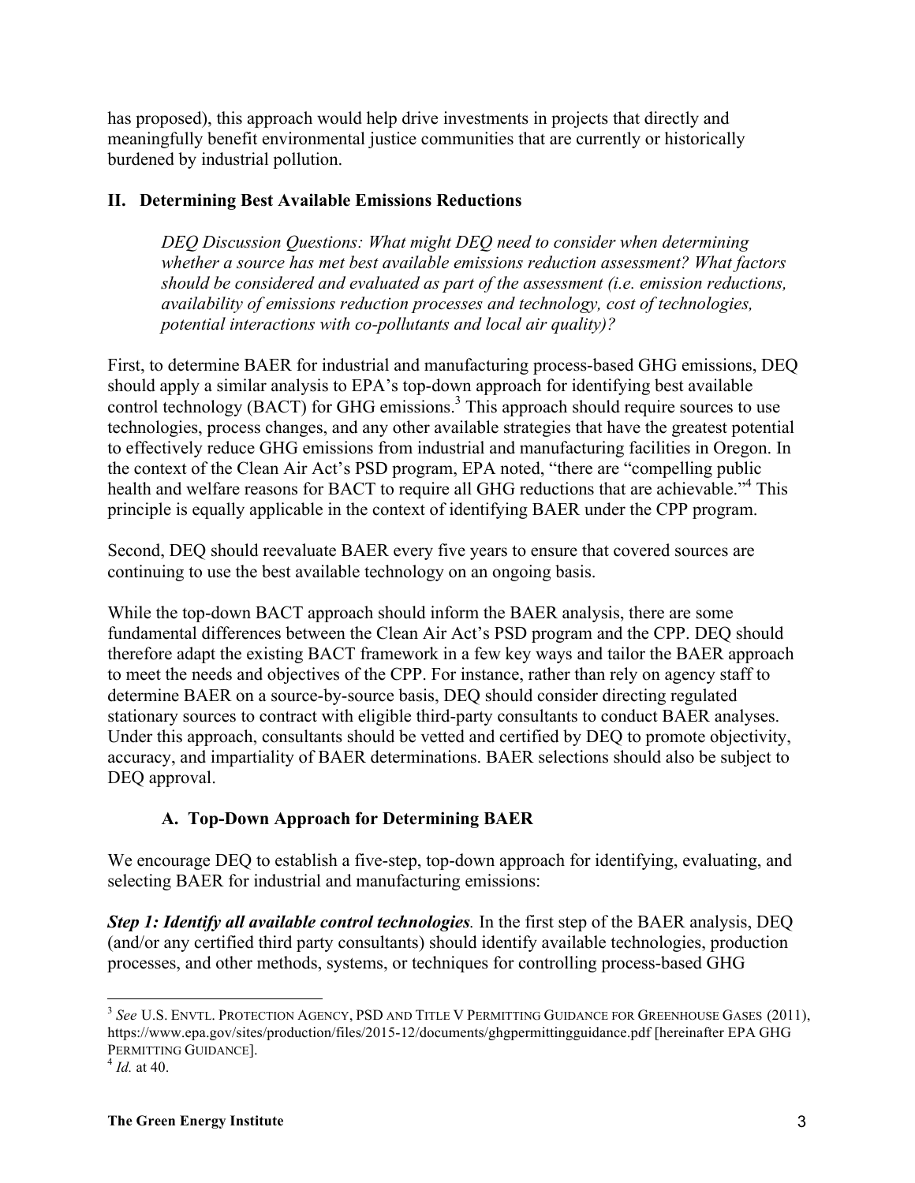has proposed), this approach would help drive investments in projects that directly and meaningfully benefit environmental justice communities that are currently or historically burdened by industrial pollution.

## II. Determining Best Available Emissions Reductions

*DEQ Discussion Questions: What might DEQ need to consider when determining whether a source has met best available emissions reduction assessment? What factors should be considered and evaluated as part of the assessment (i.e. emission reductions, availability of emissions reduction processes and technology, cost of technologies, potential interactions with co-pollutants and local air quality)?*

First, to determine BAER for industrial and manufacturing process-based GHG emissions, DEQ should apply a similar analysis to EPA's top-down approach for identifying best available control technology (BACT) for GHG emissions.[3] This approach should require sources to use technologies, process changes, and any other available strategies that have the greatest potential to effectively reduce GHG emissions from industrial and manufacturing facilities in Oregon. In the context of the Clean Air Act's PSD program, EPA noted, "there are "compelling public health and welfare reasons for BACT to require all GHG reductions that are achievable."[4] This principle is equally applicable in the context of identifying BAER under the CPP program.

Second, DEQ should reevaluate BAER every five years to ensure that covered sources are continuing to use the best available technology on an ongoing basis.

While the top-down BACT approach should inform the BAER analysis, there are some fundamental differences between the Clean Air Act's PSD program and the CPP. DEQ should therefore adapt the existing BACT framework in a few key ways and tailor the BAER approach to meet the needs and objectives of the CPP. For instance, rather than rely on agency staff to determine BAER on a source-by-source basis, DEQ should consider directing regulated stationary sources to contract with eligible third-party consultants to conduct BAER analyses. Under this approach, consultants should be vetted and certified by DEQ to promote objectivity, accuracy, and impartiality of BAER determinations. BAER selections should also be subject to DEQ approval.

### A. Top-Down Approach for Determining BAER

We encourage DEQ to establish a five-step, top-down approach for identifying, evaluating, and selecting BAER for industrial and manufacturing emissions:

***Step 1: Identify all available control technologies**.* In the first step of the BAER analysis, DEQ (and/or any certified third party consultants) should identify available technologies, production processes, and other methods, systems, or techniques for controlling process-based GHG

---

[3] *See* U.S. ENVTL. PROTECTION AGENCY, PSD AND TITLE V PERMITTING GUIDANCE FOR GREENHOUSE GASES (2011), https://www.epa.gov/sites/production/files/2015-12/documents/ghgpermittingguidance.pdf [hereinafter EPA GHG PERMITTING GUIDANCE].

[4] *Id.* at 40.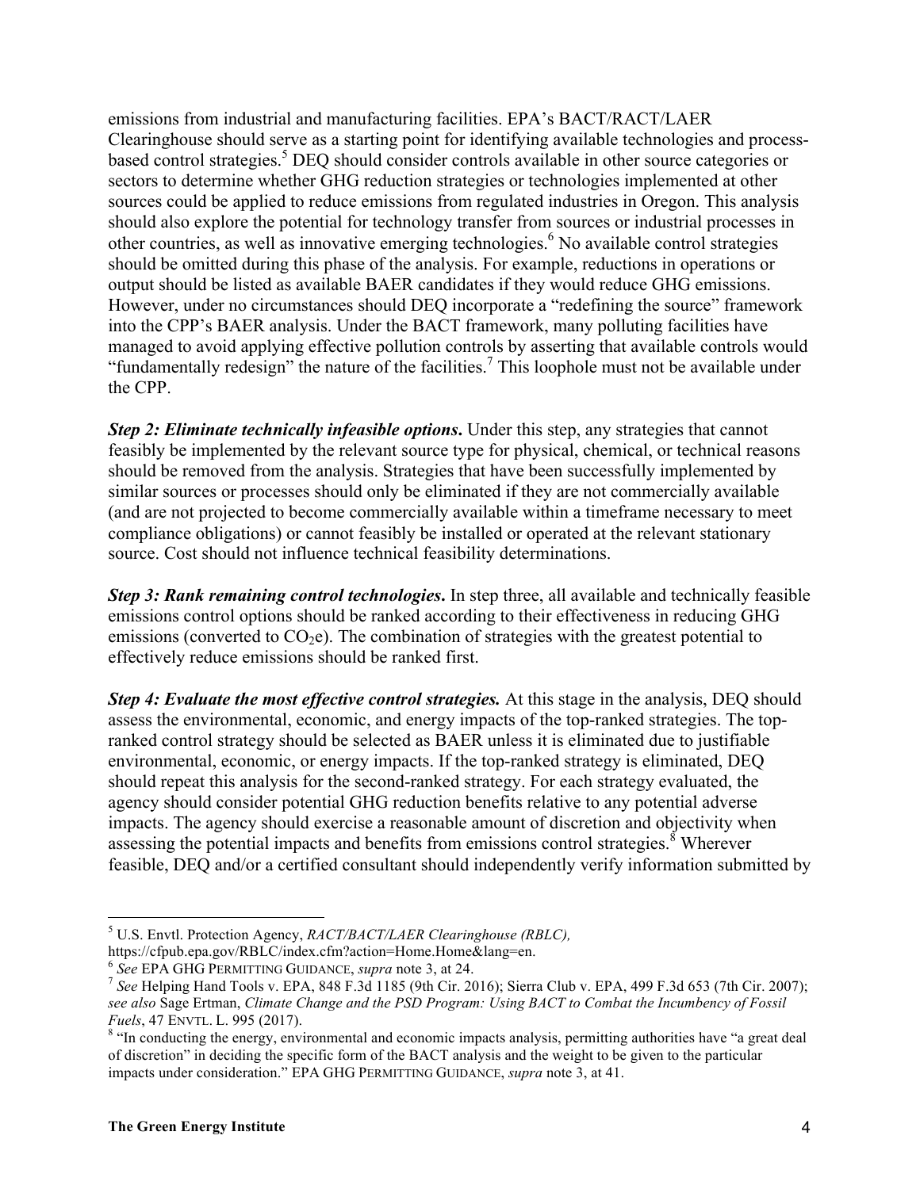emissions from industrial and manufacturing facilities. EPA's BACT/RACT/LAER Clearinghouse should serve as a starting point for identifying available technologies and process-based control strategies.[5] DEQ should consider controls available in other source categories or sectors to determine whether GHG reduction strategies or technologies implemented at other sources could be applied to reduce emissions from regulated industries in Oregon. This analysis should also explore the potential for technology transfer from sources or industrial processes in other countries, as well as innovative emerging technologies.[6] No available control strategies should be omitted during this phase of the analysis. For example, reductions in operations or output should be listed as available BAER candidates if they would reduce GHG emissions. However, under no circumstances should DEQ incorporate a "redefining the source" framework into the CPP's BAER analysis. Under the BACT framework, many polluting facilities have managed to avoid applying effective pollution controls by asserting that available controls would "fundamentally redesign" the nature of the facilities.[7] This loophole must not be available under the CPP.

***Step 2: Eliminate technically infeasible options*.** Under this step, any strategies that cannot feasibly be implemented by the relevant source type for physical, chemical, or technical reasons should be removed from the analysis. Strategies that have been successfully implemented by similar sources or processes should only be eliminated if they are not commercially available (and are not projected to become commercially available within a timeframe necessary to meet compliance obligations) or cannot feasibly be installed or operated at the relevant stationary source. Cost should not influence technical feasibility determinations.

***Step 3: Rank remaining control technologies*.** In step three, all available and technically feasible emissions control options should be ranked according to their effectiveness in reducing GHG emissions (converted to $CO_2e$). The combination of strategies with the greatest potential to effectively reduce emissions should be ranked first.

***Step 4: Evaluate the most effective control strategies.*** At this stage in the analysis, DEQ should assess the environmental, economic, and energy impacts of the top-ranked strategies. The top-ranked control strategy should be selected as BAER unless it is eliminated due to justifiable environmental, economic, or energy impacts. If the top-ranked strategy is eliminated, DEQ should repeat this analysis for the second-ranked strategy. For each strategy evaluated, the agency should consider potential GHG reduction benefits relative to any potential adverse impacts. The agency should exercise a reasonable amount of discretion and objectivity when assessing the potential impacts and benefits from emissions control strategies.[8] Wherever feasible, DEQ and/or a certified consultant should independently verify information submitted by

---

[5] U.S. Envtl. Protection Agency, *RACT/BACT/LAER Clearinghouse (RBLC),* https://cfpub.epa.gov/RBLC/index.cfm?action=Home.Home&lang=en.

[6] *See* EPA GHG PERMITTING GUIDANCE, *supra* note 3, at 24.

[7] *See* Helping Hand Tools v. EPA, 848 F.3d 1185 (9th Cir. 2016); Sierra Club v. EPA, 499 F.3d 653 (7th Cir. 2007); *see also* Sage Ertman, *Climate Change and the PSD Program: Using BACT to Combat the Incumbency of Fossil Fuels*, 47 ENVTL. L. 995 (2017).

[8] "In conducting the energy, environmental and economic impacts analysis, permitting authorities have "a great deal of discretion" in deciding the specific form of the BACT analysis and the weight to be given to the particular impacts under consideration." EPA GHG PERMITTING GUIDANCE, *supra* note 3, at 41.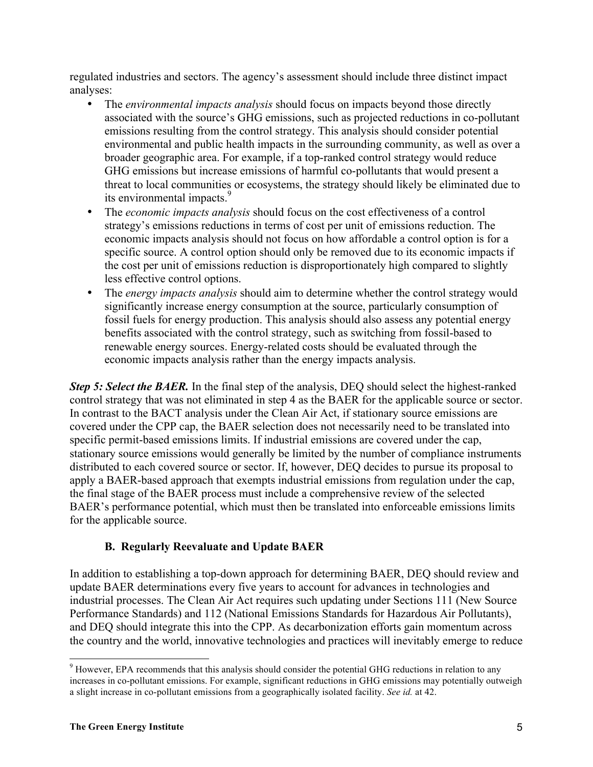regulated industries and sectors. The agency's assessment should include three distinct impact analyses:

- The *environmental impacts analysis* should focus on impacts beyond those directly associated with the source's GHG emissions, such as projected reductions in co-pollutant emissions resulting from the control strategy. This analysis should consider potential environmental and public health impacts in the surrounding community, as well as over a broader geographic area. For example, if a top-ranked control strategy would reduce GHG emissions but increase emissions of harmful co-pollutants that would present a threat to local communities or ecosystems, the strategy should likely be eliminated due to its environmental impacts.[9]
- The *economic impacts analysis* should focus on the cost effectiveness of a control strategy's emissions reductions in terms of cost per unit of emissions reduction. The economic impacts analysis should not focus on how affordable a control option is for a specific source. A control option should only be removed due to its economic impacts if the cost per unit of emissions reduction is disproportionately high compared to slightly less effective control options.
- The *energy impacts analysis* should aim to determine whether the control strategy would significantly increase energy consumption at the source, particularly consumption of fossil fuels for energy production. This analysis should also assess any potential energy benefits associated with the control strategy, such as switching from fossil-based to renewable energy sources. Energy-related costs should be evaluated through the economic impacts analysis rather than the energy impacts analysis.

***Step 5: Select the BAER.*** In the final step of the analysis, DEQ should select the highest-ranked control strategy that was not eliminated in step 4 as the BAER for the applicable source or sector. In contrast to the BACT analysis under the Clean Air Act, if stationary source emissions are covered under the CPP cap, the BAER selection does not necessarily need to be translated into specific permit-based emissions limits. If industrial emissions are covered under the cap, stationary source emissions would generally be limited by the number of compliance instruments distributed to each covered source or sector. If, however, DEQ decides to pursue its proposal to apply a BAER-based approach that exempts industrial emissions from regulation under the cap, the final stage of the BAER process must include a comprehensive review of the selected BAER's performance potential, which must then be translated into enforceable emissions limits for the applicable source.

### B. Regularly Reevaluate and Update BAER

In addition to establishing a top-down approach for determining BAER, DEQ should review and update BAER determinations every five years to account for advances in technologies and industrial processes. The Clean Air Act requires such updating under Sections 111 (New Source Performance Standards) and 112 (National Emissions Standards for Hazardous Air Pollutants), and DEQ should integrate this into the CPP. As decarbonization efforts gain momentum across the country and the world, innovative technologies and practices will inevitably emerge to reduce

[9] However, EPA recommends that this analysis should consider the potential GHG reductions in relation to any increases in co-pollutant emissions. For example, significant reductions in GHG emissions may potentially outweigh a slight increase in co-pollutant emissions from a geographically isolated facility. *See id.* at 42.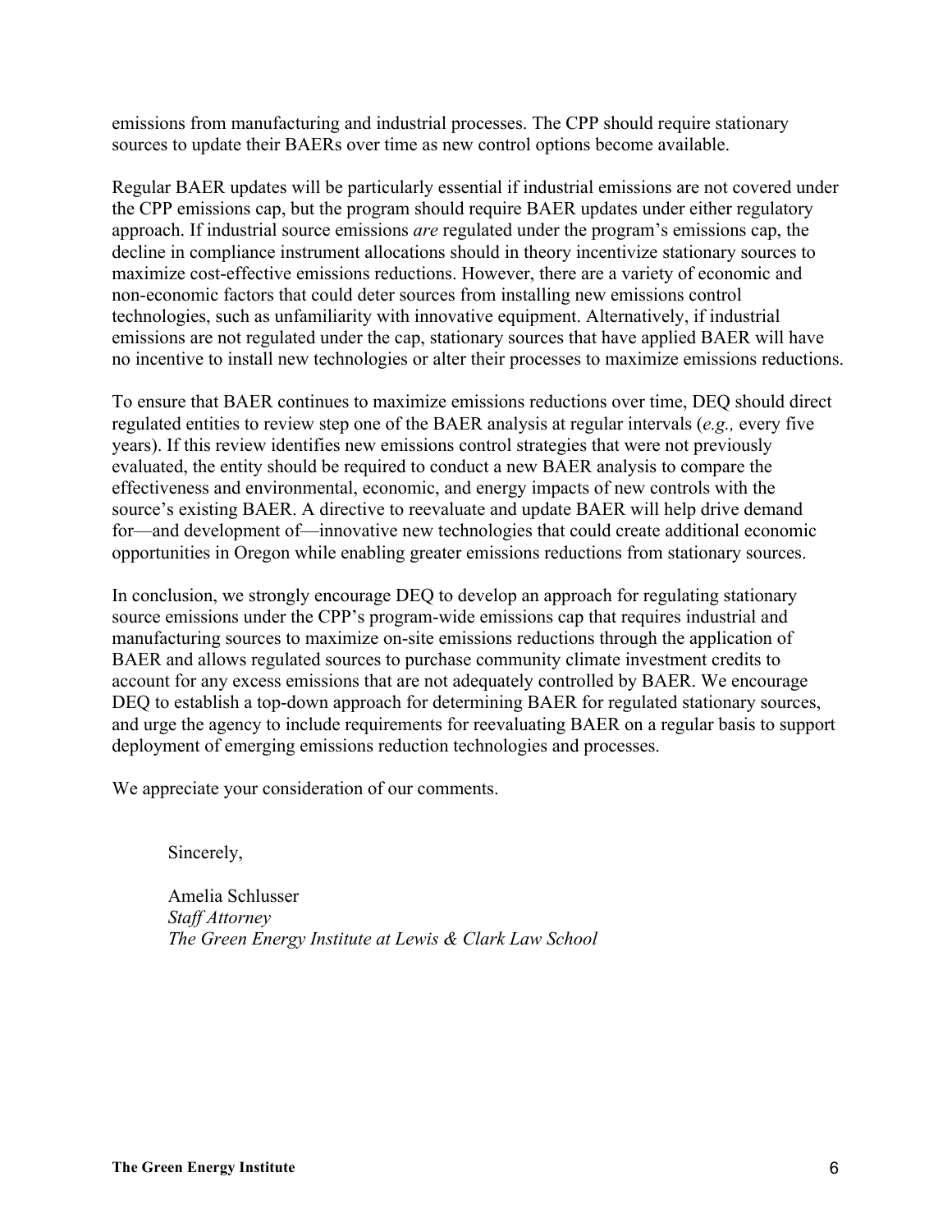emissions from manufacturing and industrial processes. The CPP should require stationary sources to update their BAERs over time as new control options become available.

Regular BAER updates will be particularly essential if industrial emissions are not covered under the CPP emissions cap, but the program should require BAER updates under either regulatory approach. If industrial source emissions *are* regulated under the program's emissions cap, the decline in compliance instrument allocations should in theory incentivize stationary sources to maximize cost-effective emissions reductions. However, there are a variety of economic and non-economic factors that could deter sources from installing new emissions control technologies, such as unfamiliarity with innovative equipment. Alternatively, if industrial emissions are not regulated under the cap, stationary sources that have applied BAER will have no incentive to install new technologies or alter their processes to maximize emissions reductions.

To ensure that BAER continues to maximize emissions reductions over time, DEQ should direct regulated entities to review step one of the BAER analysis at regular intervals (*e.g.,* every five years). If this review identifies new emissions control strategies that were not previously evaluated, the entity should be required to conduct a new BAER analysis to compare the effectiveness and environmental, economic, and energy impacts of new controls with the source's existing BAER. A directive to reevaluate and update BAER will help drive demand for—and development of—innovative new technologies that could create additional economic opportunities in Oregon while enabling greater emissions reductions from stationary sources.

In conclusion, we strongly encourage DEQ to develop an approach for regulating stationary source emissions under the CPP's program-wide emissions cap that requires industrial and manufacturing sources to maximize on-site emissions reductions through the application of BAER and allows regulated sources to purchase community climate investment credits to account for any excess emissions that are not adequately controlled by BAER. We encourage DEQ to establish a top-down approach for determining BAER for regulated stationary sources, and urge the agency to include requirements for reevaluating BAER on a regular basis to support deployment of emerging emissions reduction technologies and processes.

We appreciate your consideration of our comments.

Sincerely,

Amelia Schlusser
*Staff Attorney*
*The Green Energy Institute at Lewis & Clark Law School*